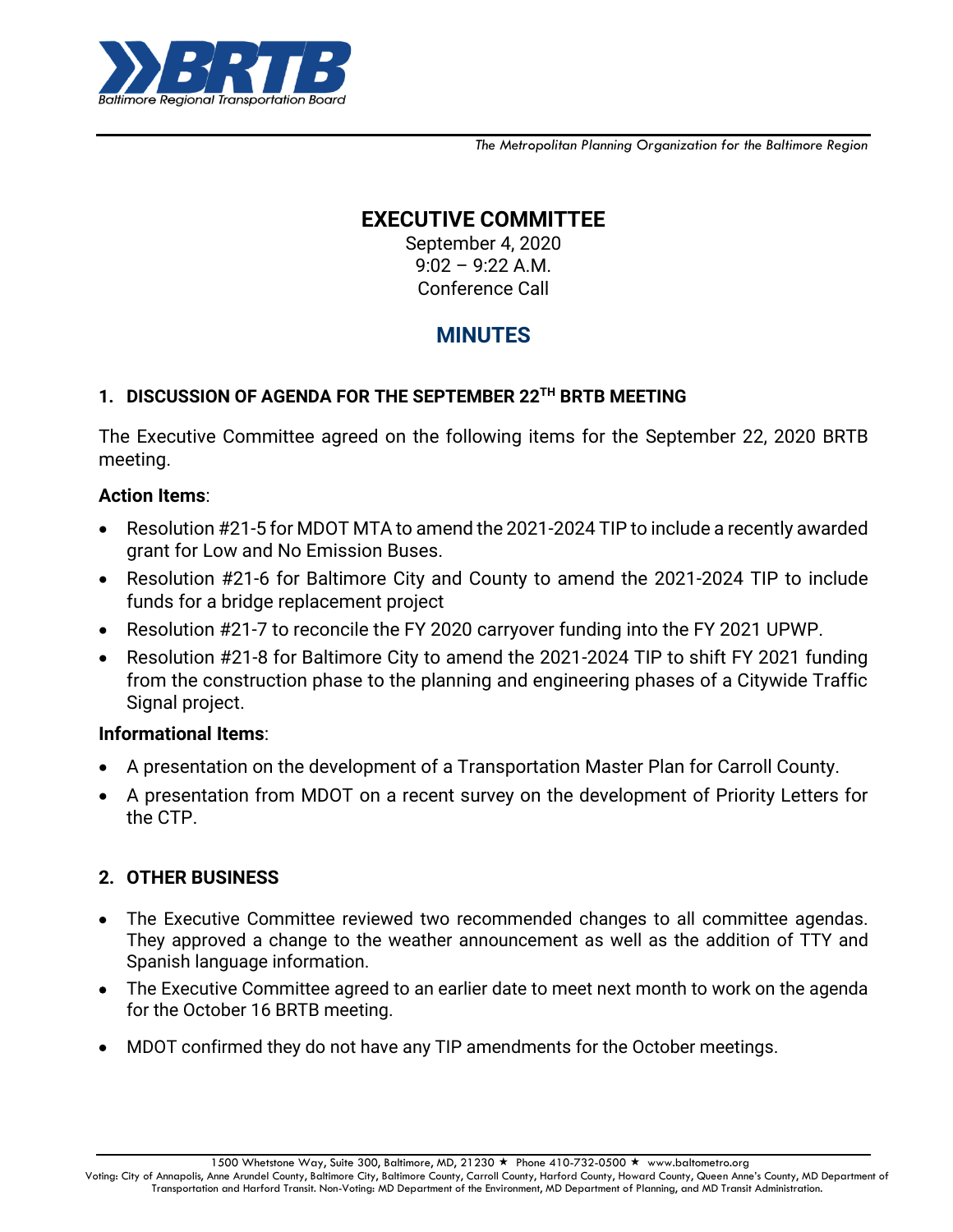*The Metropolitan Planning Organization for the Baltimore Region*

# EXECUTIVE COMMITTEE

September 4, 2020
9:02 – 9:22 A.M.
Conference Call

## MINUTES

### 1. DISCUSSION OF AGENDA FOR THE SEPTEMBER 22TH BRTB MEETING

The Executive Committee agreed on the following items for the September 22, 2020 BRTB meeting.

**Action Items**:

- Resolution #21-5 for MDOT MTA to amend the 2021-2024 TIP to include a recently awarded grant for Low and No Emission Buses.
- Resolution #21-6 for Baltimore City and County to amend the 2021-2024 TIP to include funds for a bridge replacement project
- Resolution #21-7 to reconcile the FY 2020 carryover funding into the FY 2021 UPWP.
- Resolution #21-8 for Baltimore City to amend the 2021-2024 TIP to shift FY 2021 funding from the construction phase to the planning and engineering phases of a Citywide Traffic Signal project.

**Informational Items**:

- A presentation on the development of a Transportation Master Plan for Carroll County.
- A presentation from MDOT on a recent survey on the development of Priority Letters for the CTP.

### 2. OTHER BUSINESS

- The Executive Committee reviewed two recommended changes to all committee agendas. They approved a change to the weather announcement as well as the addition of TTY and Spanish language information.
- The Executive Committee agreed to an earlier date to meet next month to work on the agenda for the October 16 BRTB meeting.
- MDOT confirmed they do not have any TIP amendments for the October meetings.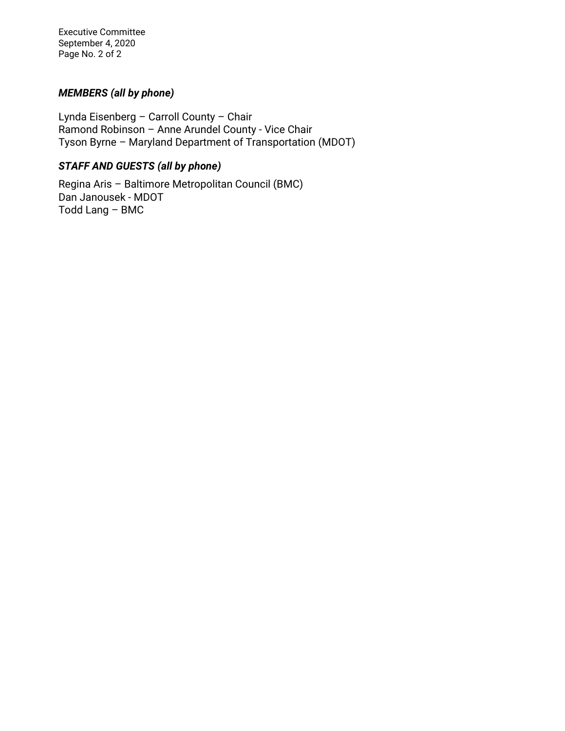### *MEMBERS (all by phone)*

Lynda Eisenberg – Carroll County – Chair
Ramond Robinson – Anne Arundel County - Vice Chair
Tyson Byrne – Maryland Department of Transportation (MDOT)

### *STAFF AND GUESTS (all by phone)*

Regina Aris – Baltimore Metropolitan Council (BMC)
Dan Janousek - MDOT
Todd Lang – BMC